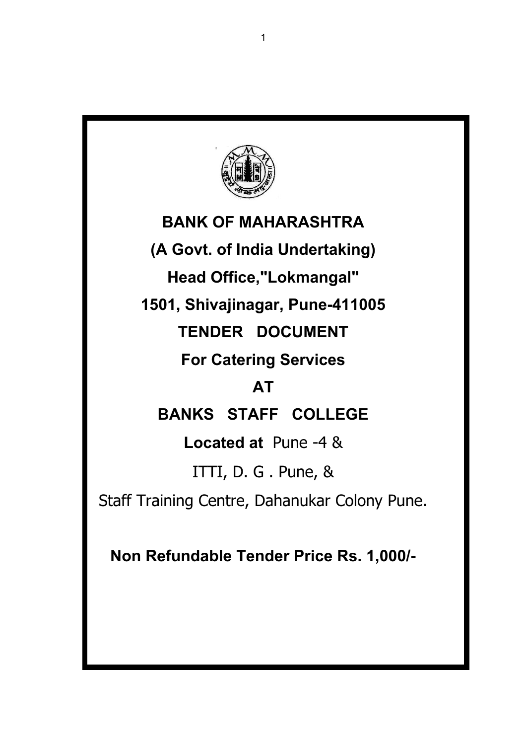**BANK OF MAHARASHTRA**

**(A Govt. of India Undertaking)**

**Head Office,"Lokmangal"**

**1501, Shivajinagar, Pune-411005**

# TENDER DOCUMENT

**For Catering Services**

**AT**

**BANKS STAFF COLLEGE**

**Located at** Pune -4 &

ITTI, D. G . Pune, &

Staff Training Centre, Dahanukar Colony Pune.

**Non Refundable Tender Price Rs. 1,000/-**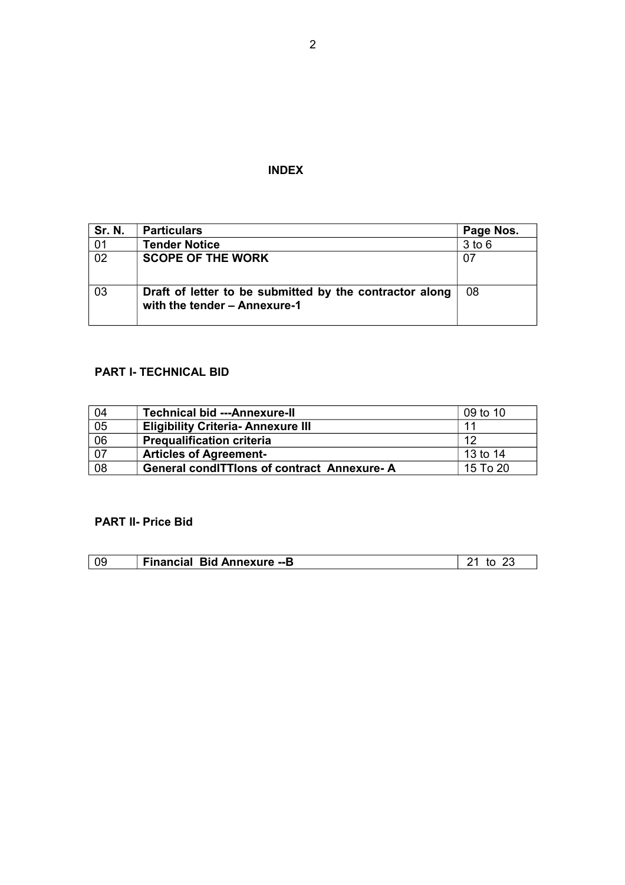# INDEX

| Sr. N. | Particulars | Page Nos. |
|---|---|---|
| 01 | **Tender Notice** | 3 to 6 |
| 02 | **SCOPE OF THE WORK** | 07 |
| 03 | **Draft of letter to be submitted by the contractor along with the tender – Annexure-1** | 08 |

## PART I- TECHNICAL BID

| | | |
|---|---|---|
| 04 | **Technical bid ---Annexure-II** | 09 to 10 |
| 05 | **Eligibility Criteria- Annexure III** | 11 |
| 06 | **Prequalification criteria** | 12 |
| 07 | **Articles of Agreement-** | 13 to 14 |
| 08 | **General condITTIons of contract Annexure- A** | 15 To 20 |

## PART II- Price Bid

| | | |
|---|---|---|
| 09 | **Financial Bid Annexure --B** | 21 to 23 |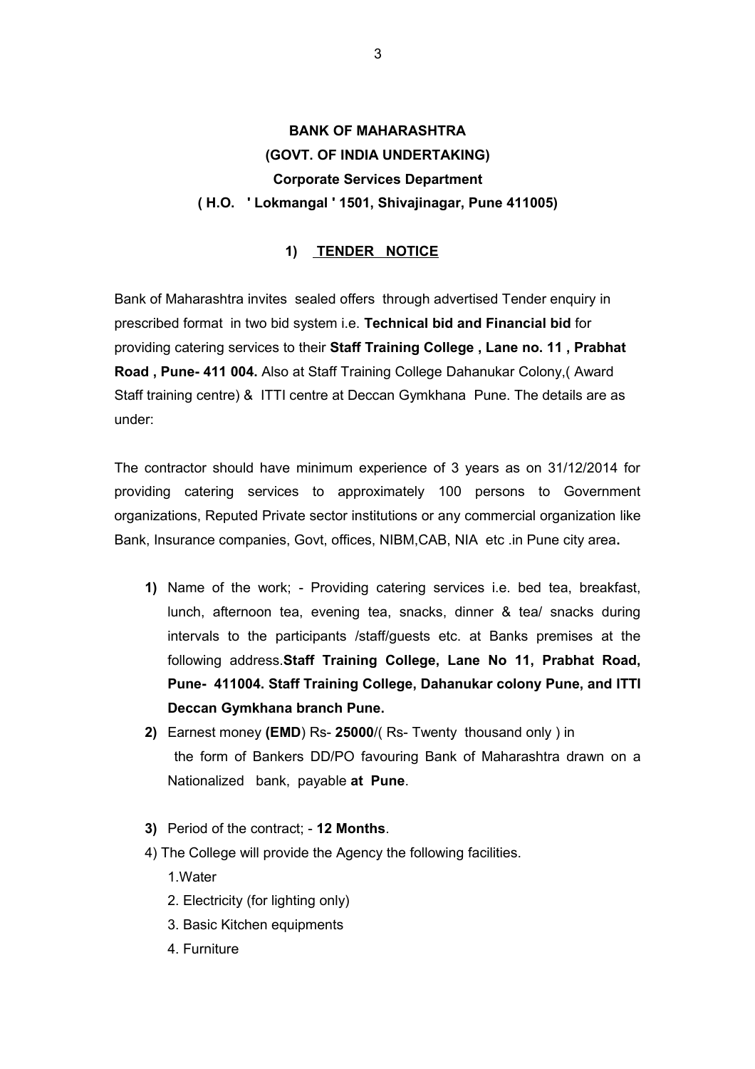**BANK OF MAHARASHTRA**
**(GOVT. OF INDIA UNDERTAKING)**
**Corporate Services Department**
**( H.O. ' Lokmangal ' 1501, Shivajinagar, Pune 411005)**

## 1) TENDER NOTICE

Bank of Maharashtra invites sealed offers through advertised Tender enquiry in prescribed format in two bid system i.e. **Technical bid and Financial bid** for providing catering services to their **Staff Training College , Lane no. 11 , Prabhat Road , Pune- 411 004.** Also at Staff Training College Dahanukar Colony,( Award Staff training centre) & ITTI centre at Deccan Gymkhana Pune. The details are as under:

The contractor should have minimum experience of 3 years as on 31/12/2014 for providing catering services to approximately 100 persons to Government organizations, Reputed Private sector institutions or any commercial organization like Bank, Insurance companies, Govt, offices, NIBM,CAB, NIA etc .in Pune city area**.**

1) Name of the work; - Providing catering services i.e. bed tea, breakfast, lunch, afternoon tea, evening tea, snacks, dinner & tea/ snacks during intervals to the participants /staff/guests etc. at Banks premises at the following address.**Staff Training College, Lane No 11, Prabhat Road, Pune- 411004. Staff Training College, Dahanukar colony Pune, and ITTI Deccan Gymkhana branch Pune.**
2) Earnest money **(EMD**) Rs- **25000**/( Rs- Twenty thousand only ) in the form of Bankers DD/PO favouring Bank of Maharashtra drawn on a Nationalized bank, payable **at Pune**.
3) Period of the contract; - **12 Months**.
4) The College will provide the Agency the following facilities.
   1. Water
   2. Electricity (for lighting only)
   3. Basic Kitchen equipments
   4. Furniture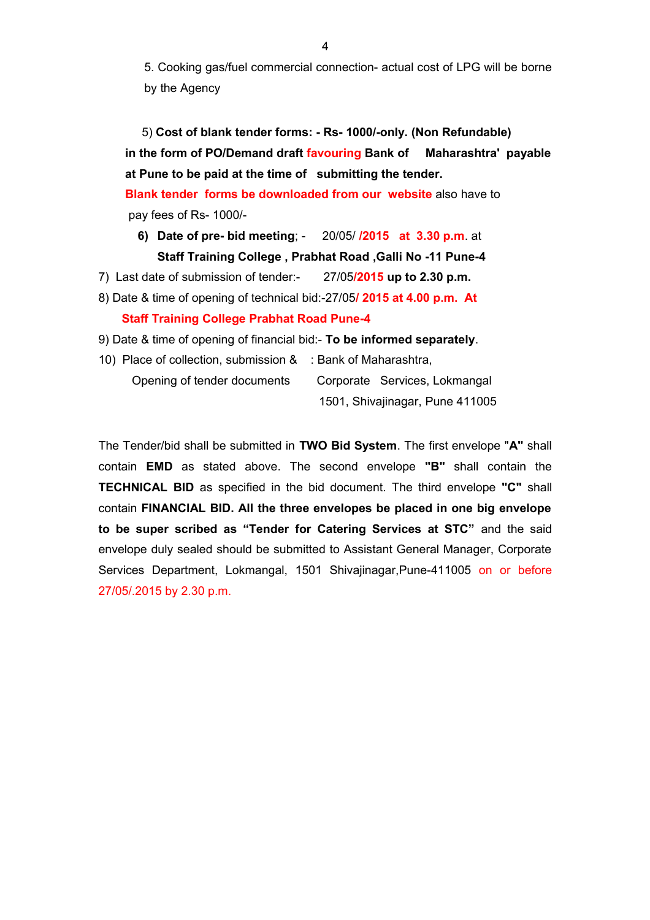5. Cooking gas/fuel commercial connection- actual cost of LPG will be borne by the Agency

5) **Cost of blank tender forms: - Rs- 1000/-only. (Non Refundable) in the form of PO/Demand draft favouring Bank of Maharashtra' payable at Pune to be paid at the time of submitting the tender.**
**Blank tender forms be downloaded from our website** also have to pay fees of Rs- 1000/-

6) **Date of pre- bid meeting**; - 20/05/ **/2015 at 3.30 p.m**. at **Staff Training College , Prabhat Road ,Galli No -11 Pune-4**

7) Last date of submission of tender:- 27/05**/2015 up to 2.30 p.m.**

8) Date & time of opening of technical bid:-27/05**/ 2015 at 4.00 p.m. At Staff Training College Prabhat Road Pune-4**

9) Date & time of opening of financial bid:- **To be informed separately**.

10) Place of collection, submission & Opening of tender documents : Bank of Maharashtra, Corporate Services, Lokmangal 1501, Shivajinagar, Pune 411005

The Tender/bid shall be submitted in **TWO Bid System**. The first envelope "**A"** shall contain **EMD** as stated above. The second envelope **"B"** shall contain the **TECHNICAL BID** as specified in the bid document. The third envelope **"C"** shall contain **FINANCIAL BID. All the three envelopes be placed in one big envelope to be super scribed as "Tender for Catering Services at STC"** and the said envelope duly sealed should be submitted to Assistant General Manager, Corporate Services Department, Lokmangal, 1501 Shivajinagar,Pune-411005 on or before 27/05/.2015 by 2.30 p.m.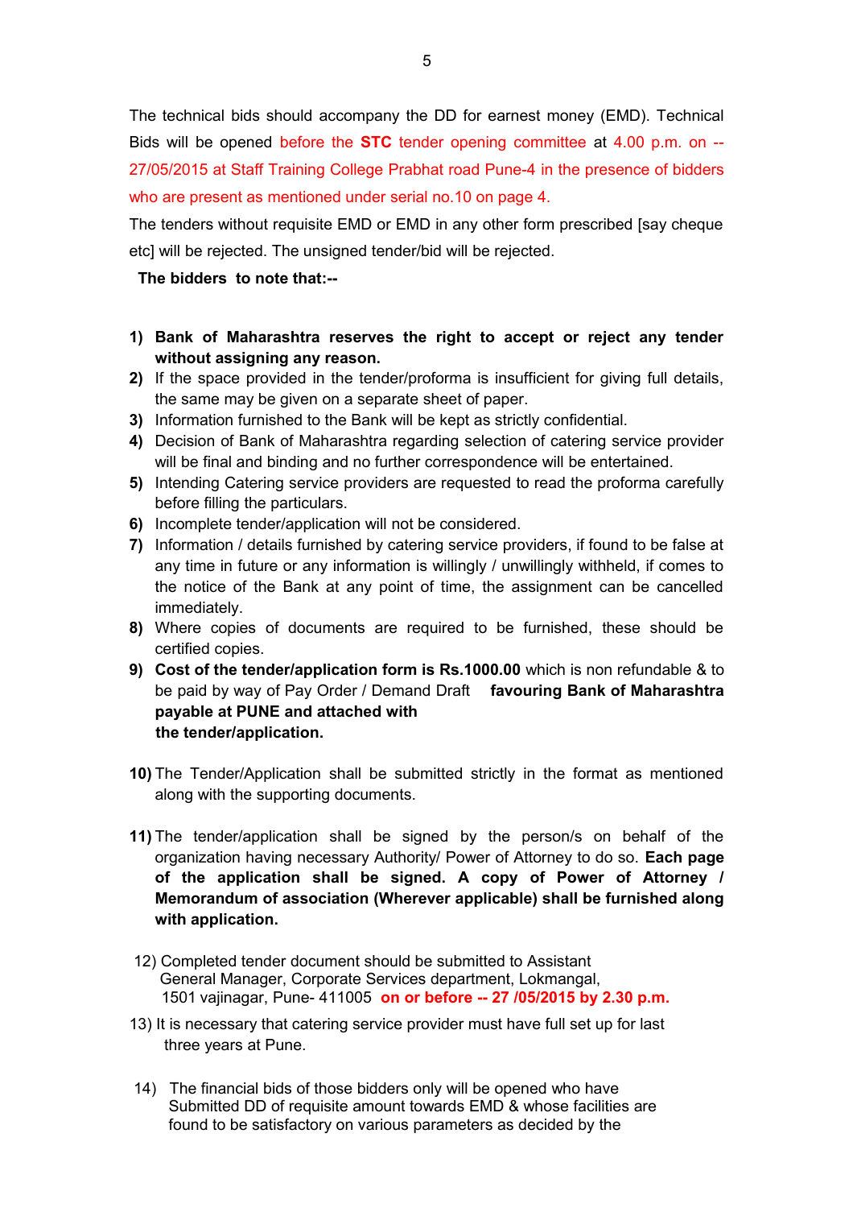The technical bids should accompany the DD for earnest money (EMD). Technical Bids will be opened before the **STC** tender opening committee at 4.00 p.m. on -- 27/05/2015 at Staff Training College Prabhat road Pune-4 in the presence of bidders who are present as mentioned under serial no.10 on page 4.

The tenders without requisite EMD or EMD in any other form prescribed [say cheque etc] will be rejected. The unsigned tender/bid will be rejected.

**The bidders to note that:--**

1) **Bank of Maharashtra reserves the right to accept or reject any tender without assigning any reason.**
2) If the space provided in the tender/proforma is insufficient for giving full details, the same may be given on a separate sheet of paper.
3) Information furnished to the Bank will be kept as strictly confidential.
4) Decision of Bank of Maharashtra regarding selection of catering service provider will be final and binding and no further correspondence will be entertained.
5) Intending Catering service providers are requested to read the proforma carefully before filling the particulars.
6) Incomplete tender/application will not be considered.
7) Information / details furnished by catering service providers, if found to be false at any time in future or any information is willingly / unwillingly withheld, if comes to the notice of the Bank at any point of time, the assignment can be cancelled immediately.
8) Where copies of documents are required to be furnished, these should be certified copies.
9) **Cost of the tender/application form is Rs.1000.00** which is non refundable & to be paid by way of Pay Order / Demand Draft **favouring Bank of Maharashtra payable at PUNE and attached with the tender/application.**
10) The Tender/Application shall be submitted strictly in the format as mentioned along with the supporting documents.
11) The tender/application shall be signed by the person/s on behalf of the organization having necessary Authority/ Power of Attorney to do so. **Each page of the application shall be signed. A copy of Power of Attorney / Memorandum of association (Wherever applicable) shall be furnished along with application.**
12) Completed tender document should be submitted to Assistant General Manager, Corporate Services department, Lokmangal, 1501 vajinagar, Pune- 411005 **on or before -- 27 /05/2015 by 2.30 p.m.**
13) It is necessary that catering service provider must have full set up for last three years at Pune.
14) The financial bids of those bidders only will be opened who have Submitted DD of requisite amount towards EMD & whose facilities are found to be satisfactory on various parameters as decided by the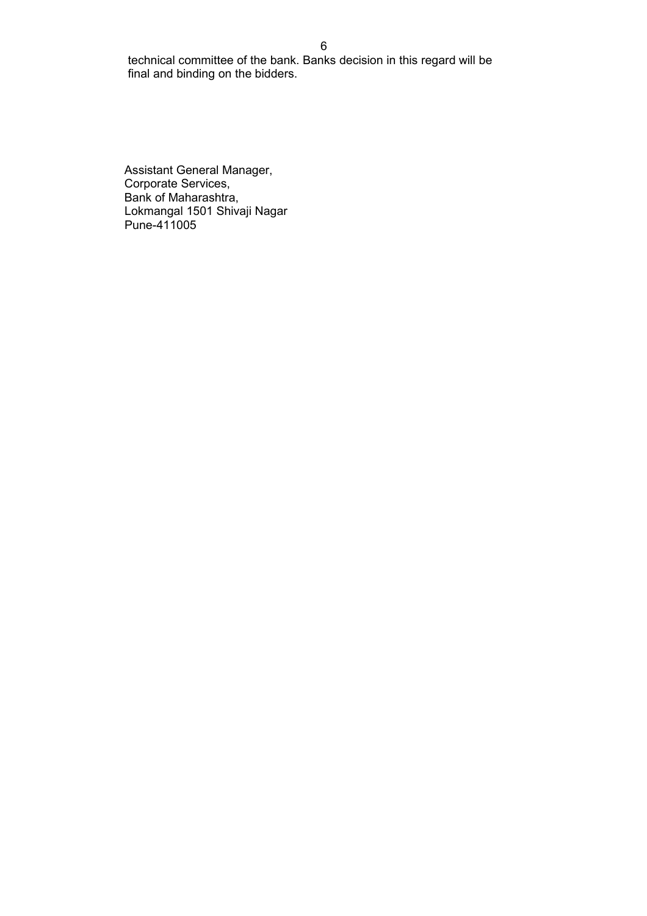technical committee of the bank. Banks decision in this regard will be final and binding on the bidders.

Assistant General Manager,  
Corporate Services,  
Bank of Maharashtra,  
Lokmangal 1501 Shivaji Nagar  
Pune-411005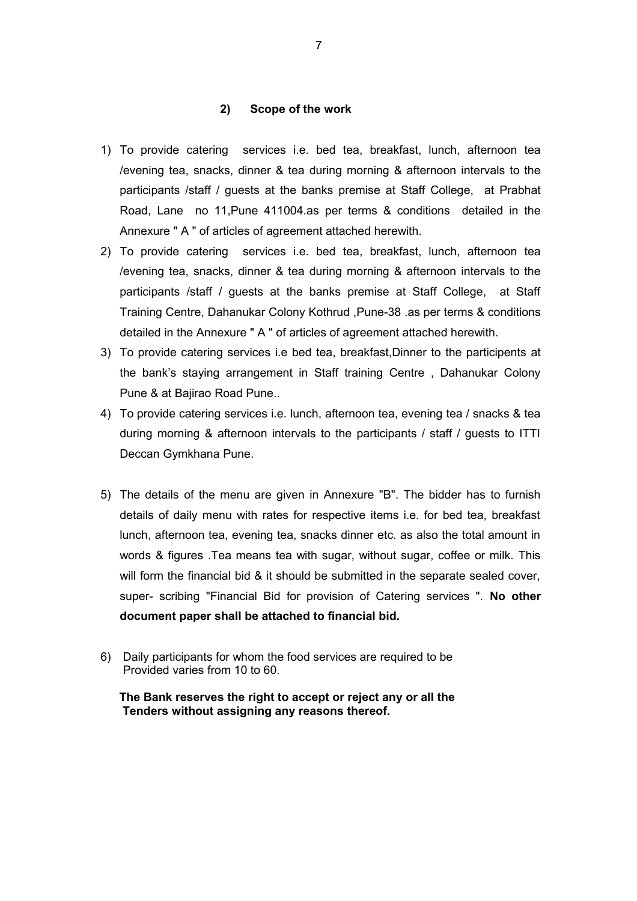## 2) Scope of the work

1) To provide catering services i.e. bed tea, breakfast, lunch, afternoon tea /evening tea, snacks, dinner & tea during morning & afternoon intervals to the participants /staff / guests at the banks premise at Staff College, at Prabhat Road, Lane no 11,Pune 411004.as per terms & conditions detailed in the Annexure " A " of articles of agreement attached herewith.
2) To provide catering services i.e. bed tea, breakfast, lunch, afternoon tea /evening tea, snacks, dinner & tea during morning & afternoon intervals to the participants /staff / guests at the banks premise at Staff College, at Staff Training Centre, Dahanukar Colony Kothrud ,Pune-38 .as per terms & conditions detailed in the Annexure " A " of articles of agreement attached herewith.
3) To provide catering services i.e bed tea, breakfast,Dinner to the participents at the bank's staying arrangement in Staff training Centre , Dahanukar Colony Pune & at Bajirao Road Pune..
4) To provide catering services i.e. lunch, afternoon tea, evening tea / snacks & tea during morning & afternoon intervals to the participants / staff / guests to ITTI Deccan Gymkhana Pune.
5) The details of the menu are given in Annexure "B". The bidder has to furnish details of daily menu with rates for respective items i.e. for bed tea, breakfast lunch, afternoon tea, evening tea, snacks dinner etc. as also the total amount in words & figures .Tea means tea with sugar, without sugar, coffee or milk. This will form the financial bid & it should be submitted in the separate sealed cover, super- scribing "Financial Bid for provision of Catering services ". **No other document paper shall be attached to financial bid.**
6) Daily participants for whom the food services are required to be Provided varies from 10 to 60.

**The Bank reserves the right to accept or reject any or all the Tenders without assigning any reasons thereof.**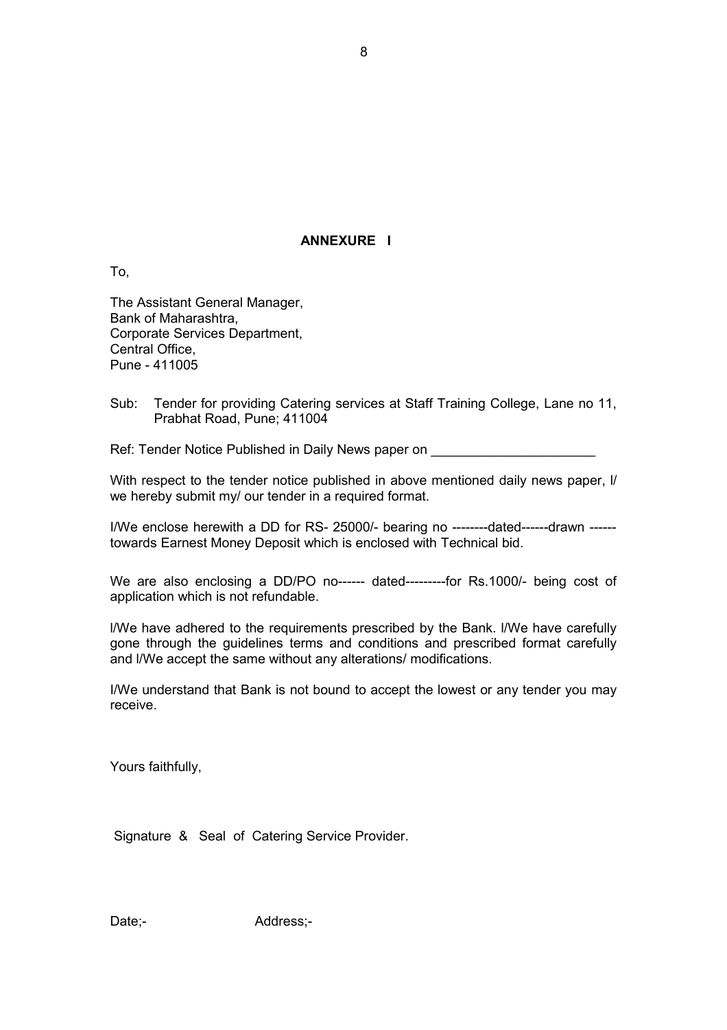## ANNEXURE I

To,

The Assistant General Manager,
Bank of Maharashtra,
Corporate Services Department,
Central Office,
Pune - 411005

Sub: Tender for providing Catering services at Staff Training College, Lane no 11, Prabhat Road, Pune; 411004

Ref: Tender Notice Published in Daily News paper on ______________________

With respect to the tender notice published in above mentioned daily news paper, I/ we hereby submit my/ our tender in a required format.

I/We enclose herewith a DD for RS- 25000/- bearing no --------dated------drawn ------ towards Earnest Money Deposit which is enclosed with Technical bid.

We are also enclosing a DD/PO no------ dated---------for Rs.1000/- being cost of application which is not refundable.

I/We have adhered to the requirements prescribed by the Bank. I/We have carefully gone through the guidelines terms and conditions and prescribed format carefully and I/We accept the same without any alterations/ modifications.

I/We understand that Bank is not bound to accept the lowest or any tender you may receive.

Yours faithfully,

Signature & Seal of Catering Service Provider.

Date;- Address;-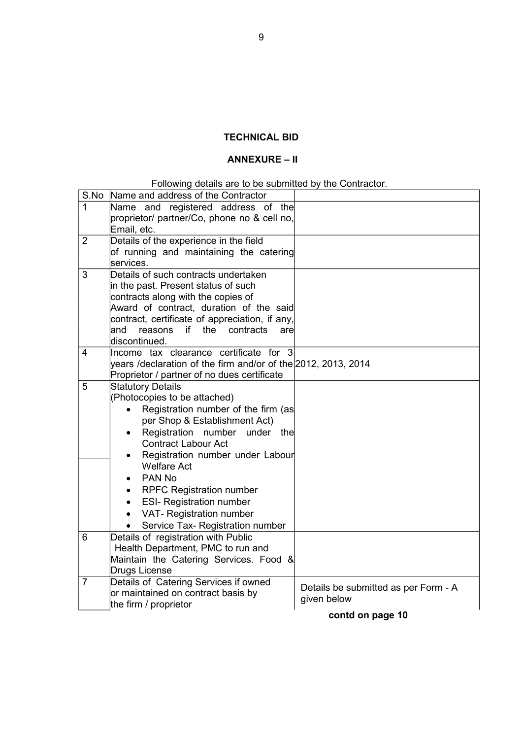**TECHNICAL BID**

**ANNEXURE – II**

Following details are to be submitted by the Contractor.

| S.No | Name and address of the Contractor | |
|---|---|---|
| 1 | Name and registered address of the proprietor/ partner/Co, phone no & cell no, Email, etc. | |
| 2 | Details of the experience in the field of running and maintaining the catering services. | |
| 3 | Details of such contracts undertaken in the past. Present status of such contracts along with the copies of Award of contract, duration of the said contract, certificate of appreciation, if any, and reasons if the contracts are discontinued. | |
| 4 | Income tax clearance certificate for 3 years /declaration of the firm and/or of the Proprietor / partner of no dues certificate | 2012, 2013, 2014 |
| 5 | Statutory Details (Photocopies to be attached)<br>• Registration number of the firm (as per Shop & Establishment Act)<br>• Registration number under the Contract Labour Act<br>• Registration number under Labour Welfare Act<br>• PAN No<br>• RPFC Registration number<br>• ESI- Registration number<br>• VAT- Registration number<br>• Service Tax- Registration number | |
| 6 | Details of registration with Public Health Department, PMC to run and Maintain the Catering Services. Food & Drugs License | |
| 7 | Details of Catering Services if owned or maintained on contract basis by the firm / proprietor | Details be submitted as per Form - A given below |

**contd on page 10**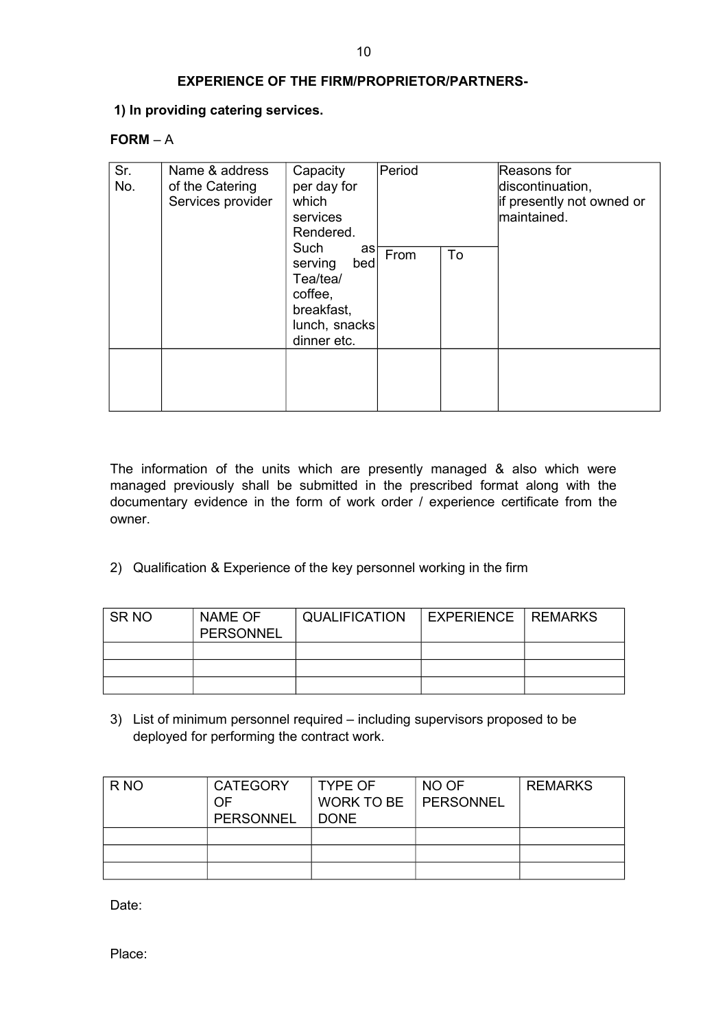**EXPERIENCE OF THE FIRM/PROPRIETOR/PARTNERS-**

**1) In providing catering services.**

**FORM** – A

| Sr. No. | Name & address of the Catering Services provider | Capacity per day for which services Rendered. Such as serving bed Tea/tea/ coffee, breakfast, lunch, snacks dinner etc. | Period | | Reasons for discontinuation, if presently not owned or maintained. |
|---|---|---|---|---|---|
| | | | From | To | |
| | | | | | |

The information of the units which are presently managed & also which were managed previously shall be submitted in the prescribed format along with the documentary evidence in the form of work order / experience certificate from the owner.

2) Qualification & Experience of the key personnel working in the firm

| SR NO | NAME OF PERSONNEL | QUALIFICATION | EXPERIENCE | REMARKS |
|---|---|---|---|---|
| | | | | |
| | | | | |
| | | | | |

3) List of minimum personnel required – including supervisors proposed to be deployed for performing the contract work.

| R NO | CATEGORY OF PERSONNEL | TYPE OF WORK TO BE DONE | NO OF PERSONNEL | REMARKS |
|---|---|---|---|---|
| | | | | |
| | | | | |
| | | | | |

Date:

Place: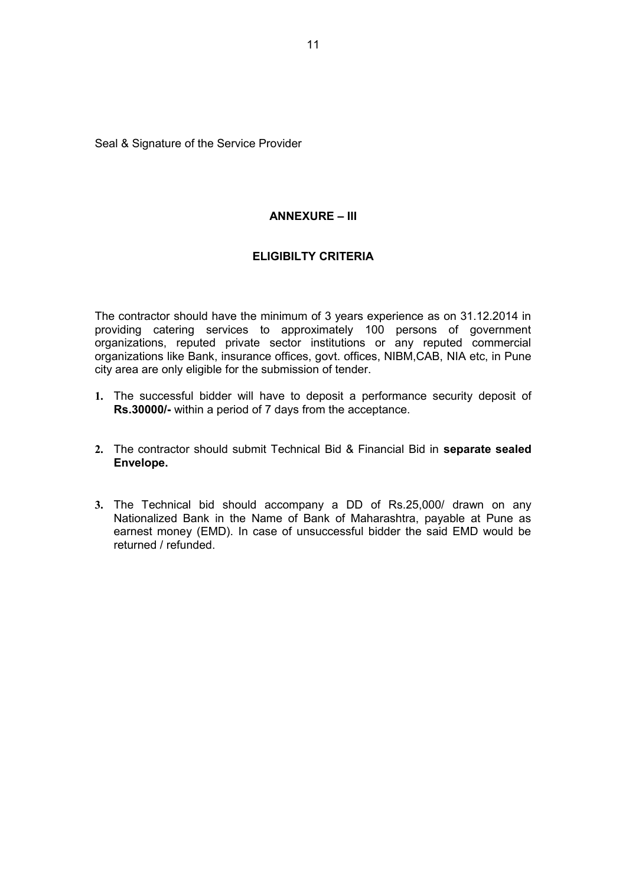Seal & Signature of the Service Provider

## ANNEXURE – III

## ELIGIBILTY CRITERIA

The contractor should have the minimum of 3 years experience as on 31.12.2014 in providing catering services to approximately 100 persons of government organizations, reputed private sector institutions or any reputed commercial organizations like Bank, insurance offices, govt. offices, NIBM,CAB, NIA etc, in Pune city area are only eligible for the submission of tender.

1. The successful bidder will have to deposit a performance security deposit of **Rs.30000/-** within a period of 7 days from the acceptance.

2. The contractor should submit Technical Bid & Financial Bid in **separate sealed Envelope.**

3. The Technical bid should accompany a DD of Rs.25,000/ drawn on any Nationalized Bank in the Name of Bank of Maharashtra, payable at Pune as earnest money (EMD). In case of unsuccessful bidder the said EMD would be returned / refunded.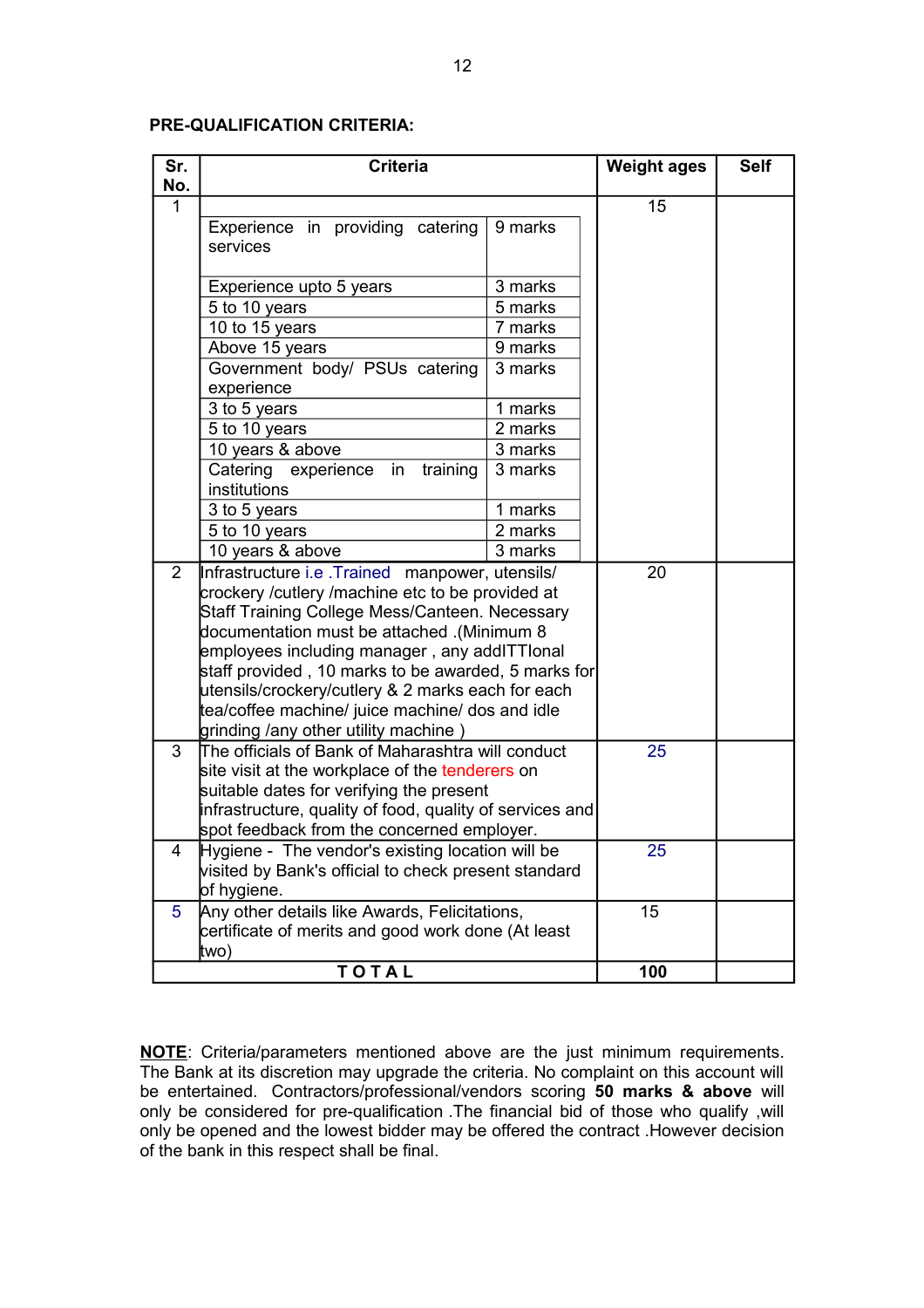**PRE-QUALIFICATION CRITERIA:**

| Sr. No. | Criteria | | Weight ages | Self |
|---|---|---|---|---|
| 1 | Experience in providing catering services | 9 marks | 15 | |
| | Experience upto 5 years | 3 marks | | |
| | 5 to 10 years | 5 marks | | |
| | 10 to 15 years | 7 marks | | |
| | Above 15 years | 9 marks | | |
| | Government body/ PSUs catering experience | 3 marks | | |
| | 3 to 5 years | 1 marks | | |
| | 5 to 10 years | 2 marks | | |
| | 10 years & above | 3 marks | | |
| | Catering experience in training institutions | 3 marks | | |
| | 3 to 5 years | 1 marks | | |
| | 5 to 10 years | 2 marks | | |
| | 10 years & above | 3 marks | | |
| 2 | Infrastructure i.e .Trained manpower, utensils/ crockery /cutlery /machine etc to be provided at Staff Training College Mess/Canteen. Necessary documentation must be attached .(Minimum 8 employees including manager , any addITTIonal staff provided , 10 marks to be awarded, 5 marks for utensils/crockery/cutlery & 2 marks each for each tea/coffee machine/ juice machine/ dos and idle grinding /any other utility machine ) | | 20 | |
| 3 | The officials of Bank of Maharashtra will conduct site visit at the workplace of the tenderers on suitable dates for verifying the present infrastructure, quality of food, quality of services and spot feedback from the concerned employer. | | 25 | |
| 4 | Hygiene - The vendor's existing location will be visited by Bank's official to check present standard of hygiene. | | 25 | |
| 5 | Any other details like Awards, Felicitations, certificate of merits and good work done (At least two) | | 15 | |
| | **T O T A L** | | **100** | |

**NOTE**: Criteria/parameters mentioned above are the just minimum requirements. The Bank at its discretion may upgrade the criteria. No complaint on this account will be entertained. Contractors/professional/vendors scoring **50 marks & above** will only be considered for pre-qualification .The financial bid of those who qualify ,will only be opened and the lowest bidder may be offered the contract .However decision of the bank in this respect shall be final.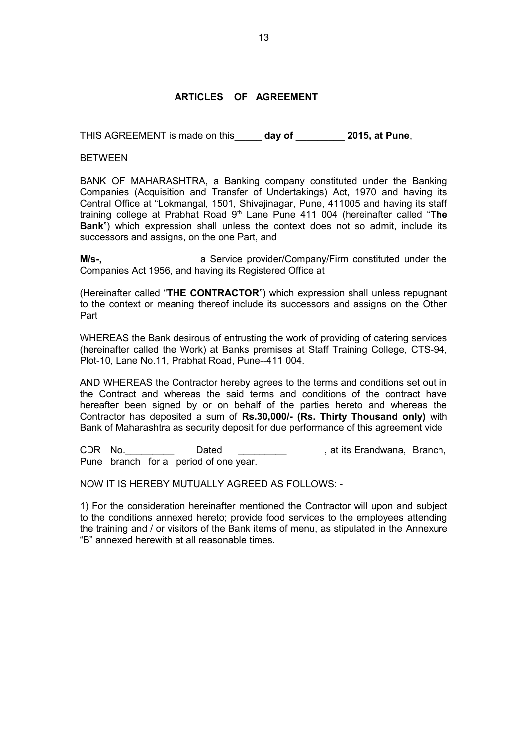## ARTICLES OF AGREEMENT

THIS AGREEMENT is made on this_____ **day of _________ 2015, at Pune**,

BETWEEN

BANK OF MAHARASHTRA, a Banking company constituted under the Banking Companies (Acquisition and Transfer of Undertakings) Act, 1970 and having its Central Office at "Lokmangal, 1501, Shivajinagar, Pune, 411005 and having its staff training college at Prabhat Road 9th Lane Pune 411 004 (hereinafter called "**The Bank**") which expression shall unless the context does not so admit, include its successors and assigns, on the one Part, and

**M/s-,** a Service provider/Company/Firm constituted under the Companies Act 1956, and having its Registered Office at

(Hereinafter called "**THE CONTRACTOR**") which expression shall unless repugnant to the context or meaning thereof include its successors and assigns on the Other Part

WHEREAS the Bank desirous of entrusting the work of providing of catering services (hereinafter called the Work) at Banks premises at Staff Training College, CTS-94, Plot-10, Lane No.11, Prabhat Road, Pune--411 004.

AND WHEREAS the Contractor hereby agrees to the terms and conditions set out in the Contract and whereas the said terms and conditions of the contract have hereafter been signed by or on behalf of the parties hereto and whereas the Contractor has deposited a sum of **Rs.30,000/- (Rs. Thirty Thousand only)** with Bank of Maharashtra as security deposit for due performance of this agreement vide

CDR No._________ Dated _________ , at its Erandwana, Branch, Pune branch for a period of one year.

NOW IT IS HEREBY MUTUALLY AGREED AS FOLLOWS: -

1) For the consideration hereinafter mentioned the Contractor will upon and subject to the conditions annexed hereto; provide food services to the employees attending the training and / or visitors of the Bank items of menu, as stipulated in the Annexure "B" annexed herewith at all reasonable times.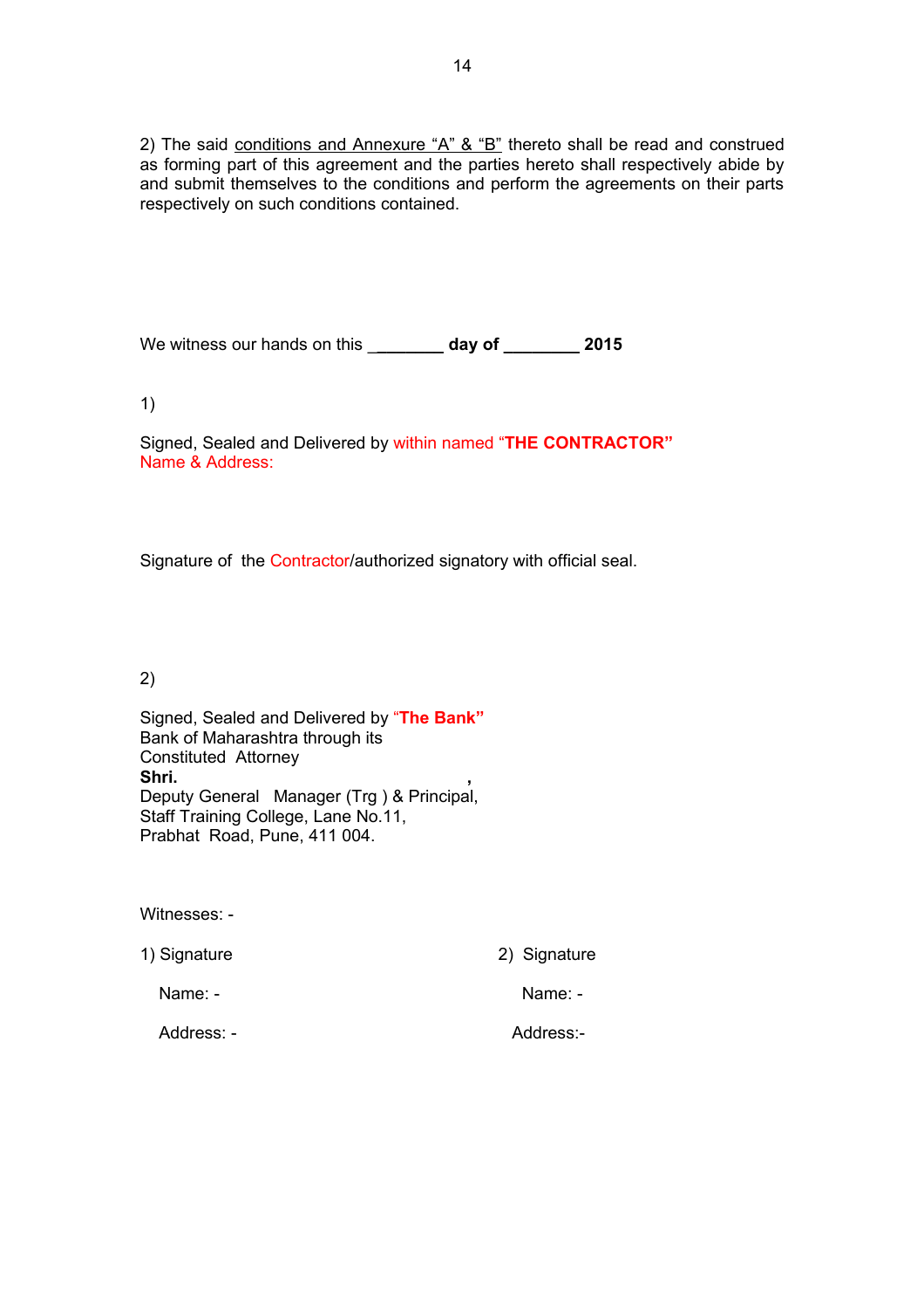2) The said conditions and Annexure “A” & “B” thereto shall be read and construed as forming part of this agreement and the parties hereto shall respectively abide by and submit themselves to the conditions and perform the agreements on their parts respectively on such conditions contained.

We witness our hands on this ________ **day of ________ 2015**

1)

Signed, Sealed and Delivered by within named “**THE CONTRACTOR”**
Name & Address:

Signature of the Contractor/authorized signatory with official seal.

2)

Signed, Sealed and Delivered by “**The Bank”**
Bank of Maharashtra through its
Constituted Attorney
**Shri. ,**
Deputy General Manager (Trg ) & Principal,
Staff Training College, Lane No.11,
Prabhat Road, Pune, 411 004.

Witnesses: -

1) Signature

Name: -

Address: -

2) Signature

Name: -

Address:-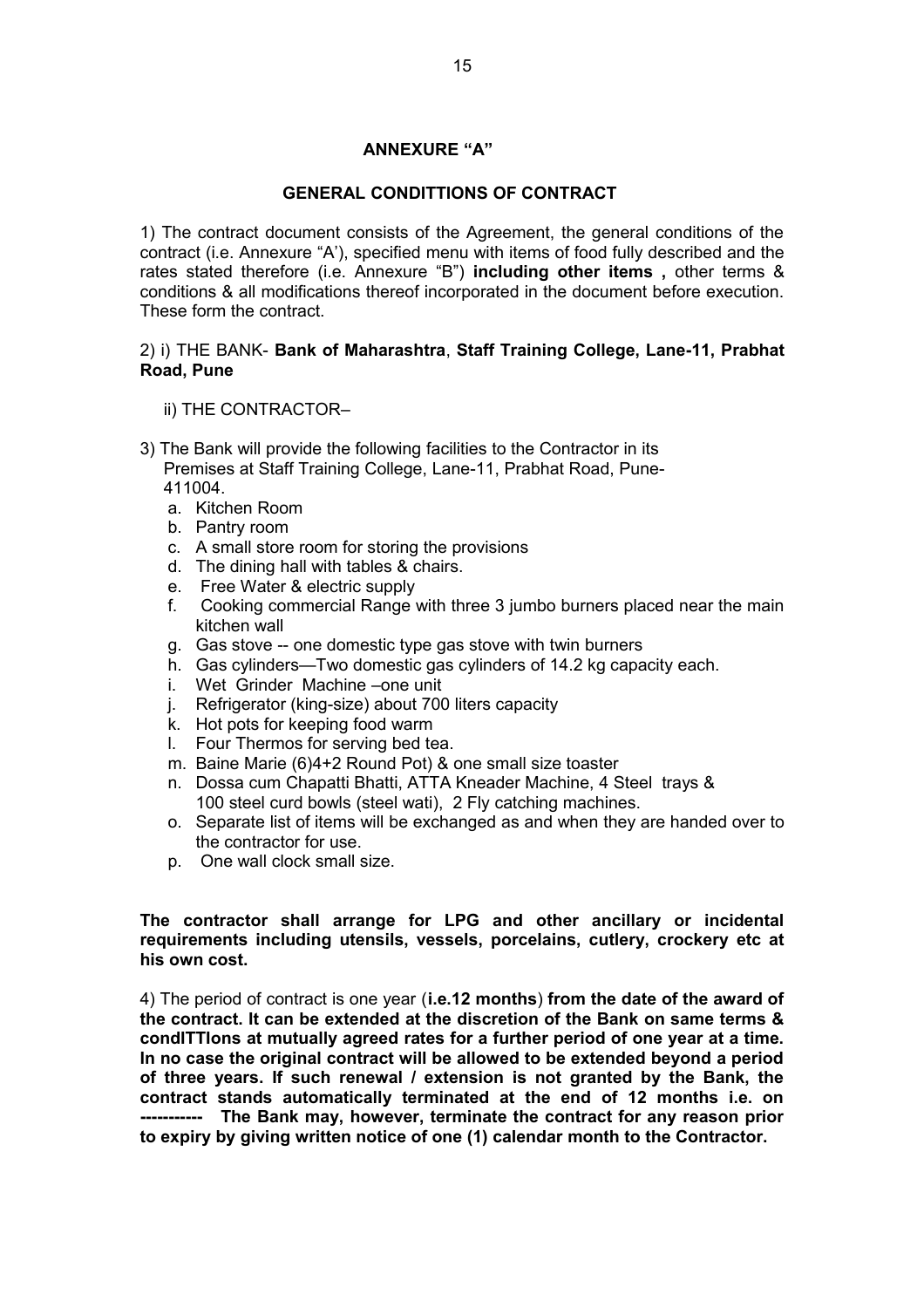## ANNEXURE "A"

## GENERAL CONDITTIONS OF CONTRACT

1) The contract document consists of the Agreement, the general conditions of the contract (i.e. Annexure "A'), specified menu with items of food fully described and the rates stated therefore (i.e. Annexure "B") **including other items ,** other terms & conditions & all modifications thereof incorporated in the document before execution. These form the contract.

2) i) THE BANK- **Bank of Maharashtra**, **Staff Training College, Lane-11, Prabhat Road, Pune**

ii) THE CONTRACTOR–

3) The Bank will provide the following facilities to the Contractor in its Premises at Staff Training College, Lane-11, Prabhat Road, Pune-411004.

a. Kitchen Room
b. Pantry room
c. A small store room for storing the provisions
d. The dining hall with tables & chairs.
e. Free Water & electric supply
f. Cooking commercial Range with three 3 jumbo burners placed near the main kitchen wall
g. Gas stove -- one domestic type gas stove with twin burners
h. Gas cylinders—Two domestic gas cylinders of 14.2 kg capacity each.
i. Wet Grinder Machine –one unit
j. Refrigerator (king-size) about 700 liters capacity
k. Hot pots for keeping food warm
l. Four Thermos for serving bed tea.
m. Baine Marie (6)4+2 Round Pot) & one small size toaster
n. Dossa cum Chapatti Bhatti, ATTA Kneader Machine, 4 Steel trays & 100 steel curd bowls (steel wati), 2 Fly catching machines.
o. Separate list of items will be exchanged as and when they are handed over to the contractor for use.
p. One wall clock small size.

**The contractor shall arrange for LPG and other ancillary or incidental requirements including utensils, vessels, porcelains, cutlery, crockery etc at his own cost.**

4) The period of contract is one year (**i.e.12 months**) **from the date of the award of the contract. It can be extended at the discretion of the Bank on same terms & condITTIons at mutually agreed rates for a further period of one year at a time. In no case the original contract will be allowed to be extended beyond a period of three years. If such renewal / extension is not granted by the Bank, the contract stands automatically terminated at the end of 12 months i.e. on ---------- The Bank may, however, terminate the contract for any reason prior to expiry by giving written notice of one (1) calendar month to the Contractor.**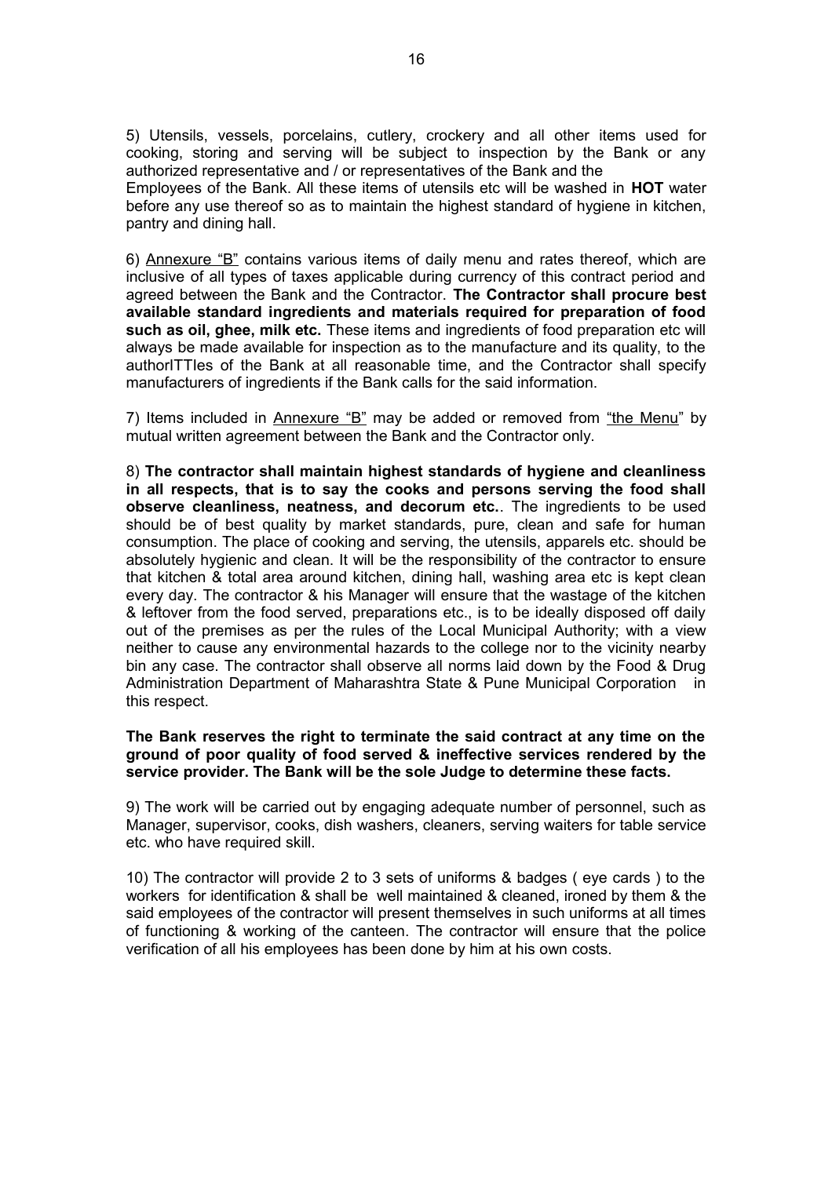5) Utensils, vessels, porcelains, cutlery, crockery and all other items used for cooking, storing and serving will be subject to inspection by the Bank or any authorized representative and / or representatives of the Bank and the Employees of the Bank. All these items of utensils etc will be washed in **HOT** water before any use thereof so as to maintain the highest standard of hygiene in kitchen, pantry and dining hall.

6) Annexure "B" contains various items of daily menu and rates thereof, which are inclusive of all types of taxes applicable during currency of this contract period and agreed between the Bank and the Contractor. **The Contractor shall procure best available standard ingredients and materials required for preparation of food such as oil, ghee, milk etc.** These items and ingredients of food preparation etc will always be made available for inspection as to the manufacture and its quality, to the authorITTIes of the Bank at all reasonable time, and the Contractor shall specify manufacturers of ingredients if the Bank calls for the said information.

7) Items included in Annexure "B" may be added or removed from "the Menu" by mutual written agreement between the Bank and the Contractor only.

8) **The contractor shall maintain highest standards of hygiene and cleanliness in all respects, that is to say the cooks and persons serving the food shall observe cleanliness, neatness, and decorum etc.**. The ingredients to be used should be of best quality by market standards, pure, clean and safe for human consumption. The place of cooking and serving, the utensils, apparels etc. should be absolutely hygienic and clean. It will be the responsibility of the contractor to ensure that kitchen & total area around kitchen, dining hall, washing area etc is kept clean every day. The contractor & his Manager will ensure that the wastage of the kitchen & leftover from the food served, preparations etc., is to be ideally disposed off daily out of the premises as per the rules of the Local Municipal Authority; with a view neither to cause any environmental hazards to the college nor to the vicinity nearby bin any case. The contractor shall observe all norms laid down by the Food & Drug Administration Department of Maharashtra State & Pune Municipal Corporation in this respect.

**The Bank reserves the right to terminate the said contract at any time on the ground of poor quality of food served & ineffective services rendered by the service provider. The Bank will be the sole Judge to determine these facts.**

9) The work will be carried out by engaging adequate number of personnel, such as Manager, supervisor, cooks, dish washers, cleaners, serving waiters for table service etc. who have required skill.

10) The contractor will provide 2 to 3 sets of uniforms & badges ( eye cards ) to the workers for identification & shall be well maintained & cleaned, ironed by them & the said employees of the contractor will present themselves in such uniforms at all times of functioning & working of the canteen. The contractor will ensure that the police verification of all his employees has been done by him at his own costs.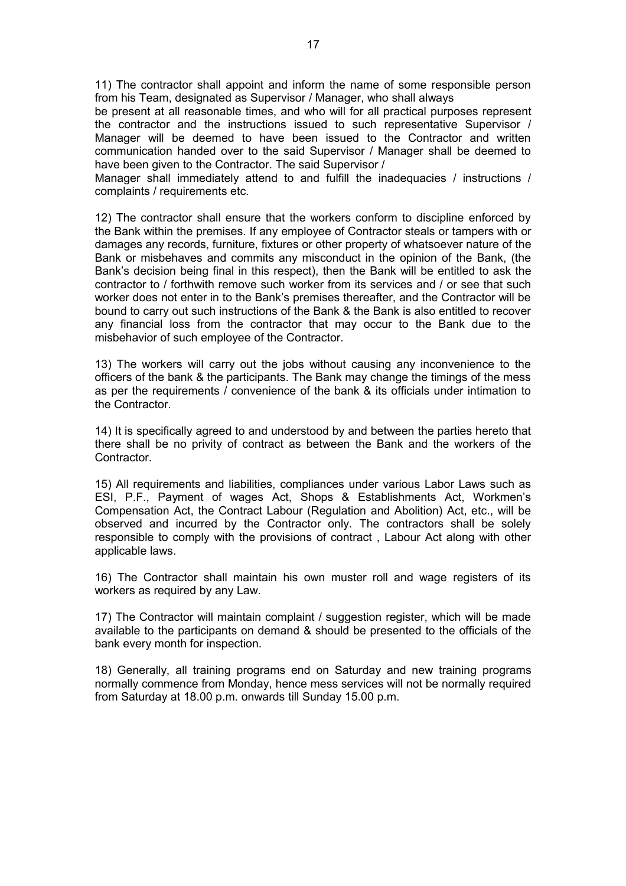11) The contractor shall appoint and inform the name of some responsible person from his Team, designated as Supervisor / Manager, who shall always be present at all reasonable times, and who will for all practical purposes represent the contractor and the instructions issued to such representative Supervisor / Manager will be deemed to have been issued to the Contractor and written communication handed over to the said Supervisor / Manager shall be deemed to have been given to the Contractor. The said Supervisor / Manager shall immediately attend to and fulfill the inadequacies / instructions / complaints / requirements etc.

12) The contractor shall ensure that the workers conform to discipline enforced by the Bank within the premises. If any employee of Contractor steals or tampers with or damages any records, furniture, fixtures or other property of whatsoever nature of the Bank or misbehaves and commits any misconduct in the opinion of the Bank, (the Bank's decision being final in this respect), then the Bank will be entitled to ask the contractor to / forthwith remove such worker from its services and / or see that such worker does not enter in to the Bank's premises thereafter, and the Contractor will be bound to carry out such instructions of the Bank & the Bank is also entitled to recover any financial loss from the contractor that may occur to the Bank due to the misbehavior of such employee of the Contractor.

13) The workers will carry out the jobs without causing any inconvenience to the officers of the bank & the participants. The Bank may change the timings of the mess as per the requirements / convenience of the bank & its officials under intimation to the Contractor.

14) It is specifically agreed to and understood by and between the parties hereto that there shall be no privity of contract as between the Bank and the workers of the Contractor.

15) All requirements and liabilities, compliances under various Labor Laws such as ESI, P.F., Payment of wages Act, Shops & Establishments Act, Workmen's Compensation Act, the Contract Labour (Regulation and Abolition) Act, etc., will be observed and incurred by the Contractor only. The contractors shall be solely responsible to comply with the provisions of contract , Labour Act along with other applicable laws.

16) The Contractor shall maintain his own muster roll and wage registers of its workers as required by any Law.

17) The Contractor will maintain complaint / suggestion register, which will be made available to the participants on demand & should be presented to the officials of the bank every month for inspection.

18) Generally, all training programs end on Saturday and new training programs normally commence from Monday, hence mess services will not be normally required from Saturday at 18.00 p.m. onwards till Sunday 15.00 p.m.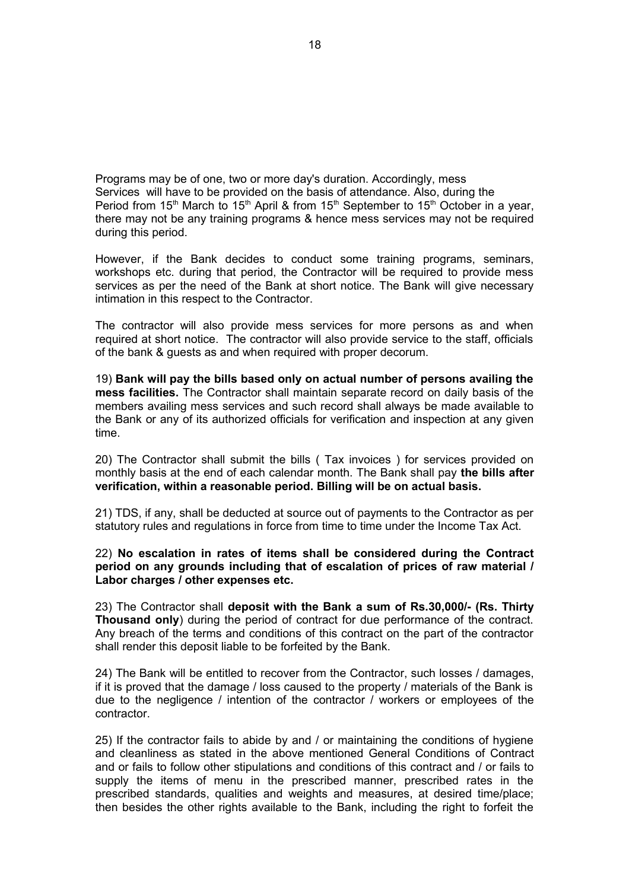Programs may be of one, two or more day's duration. Accordingly, mess Services will have to be provided on the basis of attendance. Also, during the Period from 15th March to 15th April & from 15th September to 15th October in a year, there may not be any training programs & hence mess services may not be required during this period.

However, if the Bank decides to conduct some training programs, seminars, workshops etc. during that period, the Contractor will be required to provide mess services as per the need of the Bank at short notice. The Bank will give necessary intimation in this respect to the Contractor.

The contractor will also provide mess services for more persons as and when required at short notice. The contractor will also provide service to the staff, officials of the bank & guests as and when required with proper decorum.

19) **Bank will pay the bills based only on actual number of persons availing the mess facilities.** The Contractor shall maintain separate record on daily basis of the members availing mess services and such record shall always be made available to the Bank or any of its authorized officials for verification and inspection at any given time.

20) The Contractor shall submit the bills ( Tax invoices ) for services provided on monthly basis at the end of each calendar month. The Bank shall pay **the bills after verification, within a reasonable period. Billing will be on actual basis.**

21) TDS, if any, shall be deducted at source out of payments to the Contractor as per statutory rules and regulations in force from time to time under the Income Tax Act.

22) **No escalation in rates of items shall be considered during the Contract period on any grounds including that of escalation of prices of raw material / Labor charges / other expenses etc.**

23) The Contractor shall **deposit with the Bank a sum of Rs.30,000/- (Rs. Thirty Thousand only**) during the period of contract for due performance of the contract. Any breach of the terms and conditions of this contract on the part of the contractor shall render this deposit liable to be forfeited by the Bank.

24) The Bank will be entitled to recover from the Contractor, such losses / damages, if it is proved that the damage / loss caused to the property / materials of the Bank is due to the negligence / intention of the contractor / workers or employees of the contractor.

25) If the contractor fails to abide by and / or maintaining the conditions of hygiene and cleanliness as stated in the above mentioned General Conditions of Contract and or fails to follow other stipulations and conditions of this contract and / or fails to supply the items of menu in the prescribed manner, prescribed rates in the prescribed standards, qualities and weights and measures, at desired time/place; then besides the other rights available to the Bank, including the right to forfeit the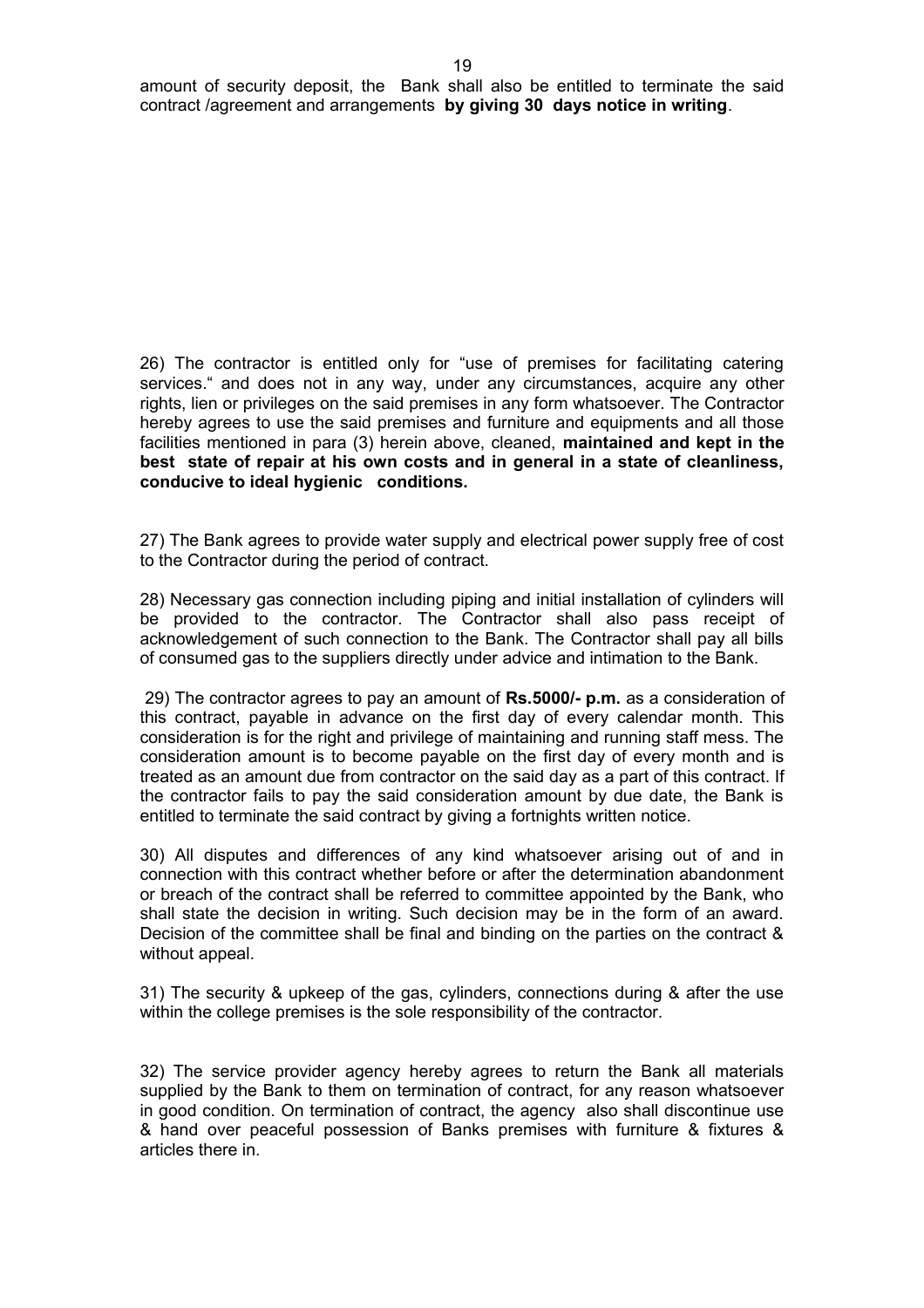amount of security deposit, the Bank shall also be entitled to terminate the said contract /agreement and arrangements **by giving 30 days notice in writing**.

26) The contractor is entitled only for "use of premises for facilitating catering services." and does not in any way, under any circumstances, acquire any other rights, lien or privileges on the said premises in any form whatsoever. The Contractor hereby agrees to use the said premises and furniture and equipments and all those facilities mentioned in para (3) herein above, cleaned, **maintained and kept in the best state of repair at his own costs and in general in a state of cleanliness, conducive to ideal hygienic conditions.**

27) The Bank agrees to provide water supply and electrical power supply free of cost to the Contractor during the period of contract.

28) Necessary gas connection including piping and initial installation of cylinders will be provided to the contractor. The Contractor shall also pass receipt of acknowledgement of such connection to the Bank. The Contractor shall pay all bills of consumed gas to the suppliers directly under advice and intimation to the Bank.

29) The contractor agrees to pay an amount of **Rs.5000/- p.m.** as a consideration of this contract, payable in advance on the first day of every calendar month. This consideration is for the right and privilege of maintaining and running staff mess. The consideration amount is to become payable on the first day of every month and is treated as an amount due from contractor on the said day as a part of this contract. If the contractor fails to pay the said consideration amount by due date, the Bank is entitled to terminate the said contract by giving a fortnights written notice.

30) All disputes and differences of any kind whatsoever arising out of and in connection with this contract whether before or after the determination abandonment or breach of the contract shall be referred to committee appointed by the Bank, who shall state the decision in writing. Such decision may be in the form of an award. Decision of the committee shall be final and binding on the parties on the contract & without appeal.

31) The security & upkeep of the gas, cylinders, connections during & after the use within the college premises is the sole responsibility of the contractor.

32) The service provider agency hereby agrees to return the Bank all materials supplied by the Bank to them on termination of contract, for any reason whatsoever in good condition. On termination of contract, the agency also shall discontinue use & hand over peaceful possession of Banks premises with furniture & fixtures & articles there in.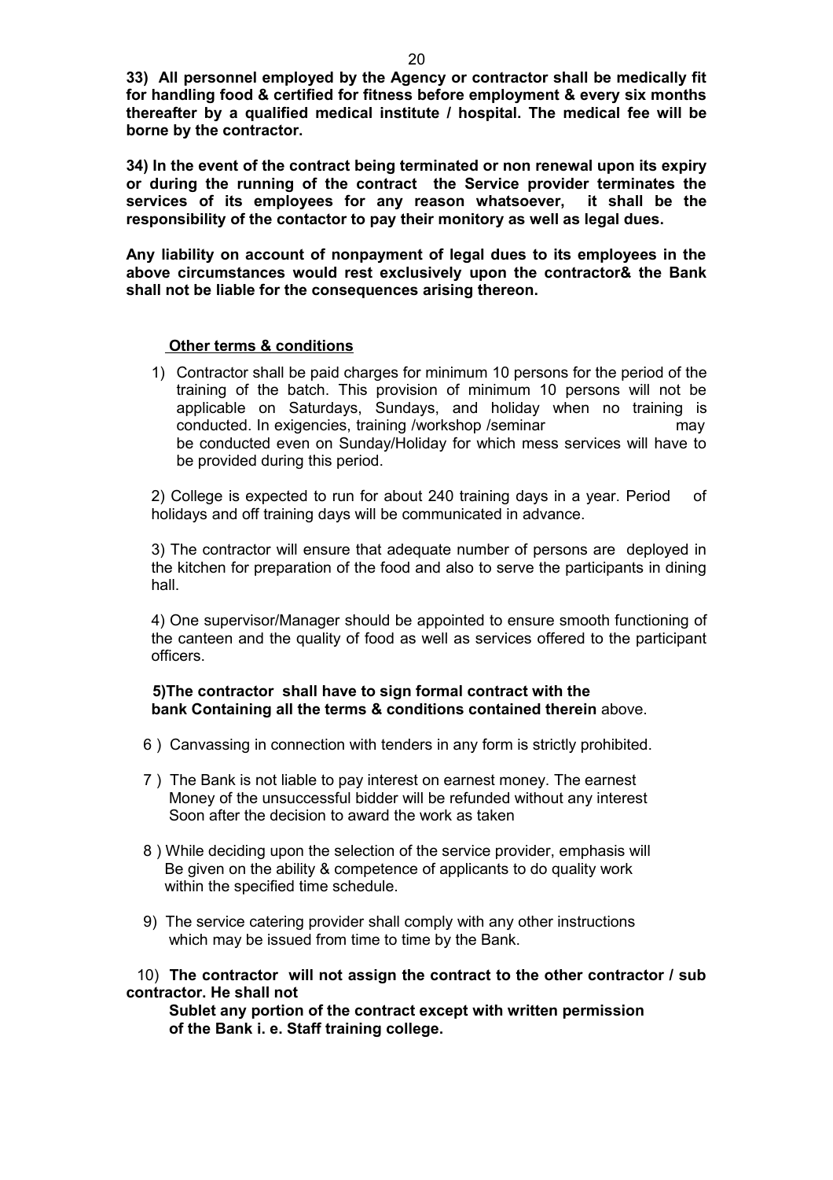**33) All personnel employed by the Agency or contractor shall be medically fit for handling food & certified for fitness before employment & every six months thereafter by a qualified medical institute / hospital. The medical fee will be borne by the contractor.**

**34) In the event of the contract being terminated or non renewal upon its expiry or during the running of the contract the Service provider terminates the services of its employees for any reason whatsoever, it shall be the responsibility of the contactor to pay their monitory as well as legal dues.**

**Any liability on account of nonpayment of legal dues to its employees in the above circumstances would rest exclusively upon the contractor& the Bank shall not be liable for the consequences arising thereon.**

**Other terms & conditions**

1) Contractor shall be paid charges for minimum 10 persons for the period of the training of the batch. This provision of minimum 10 persons will not be applicable on Saturdays, Sundays, and holiday when no training is conducted. In exigencies, training /workshop /seminar may be conducted even on Sunday/Holiday for which mess services will have to be provided during this period.

2) College is expected to run for about 240 training days in a year. Period of holidays and off training days will be communicated in advance.

3) The contractor will ensure that adequate number of persons are deployed in the kitchen for preparation of the food and also to serve the participants in dining hall.

4) One supervisor/Manager should be appointed to ensure smooth functioning of the canteen and the quality of food as well as services offered to the participant officers.

**5)The contractor shall have to sign formal contract with the bank Containing all the terms & conditions contained therein** above.

6 ) Canvassing in connection with tenders in any form is strictly prohibited.

7 ) The Bank is not liable to pay interest on earnest money. The earnest Money of the unsuccessful bidder will be refunded without any interest Soon after the decision to award the work as taken

8 ) While deciding upon the selection of the service provider, emphasis will Be given on the ability & competence of applicants to do quality work within the specified time schedule.

9) The service catering provider shall comply with any other instructions which may be issued from time to time by the Bank.

10) **The contractor will not assign the contract to the other contractor / sub contractor. He shall not Sublet any portion of the contract except with written permission of the Bank i. e. Staff training college.**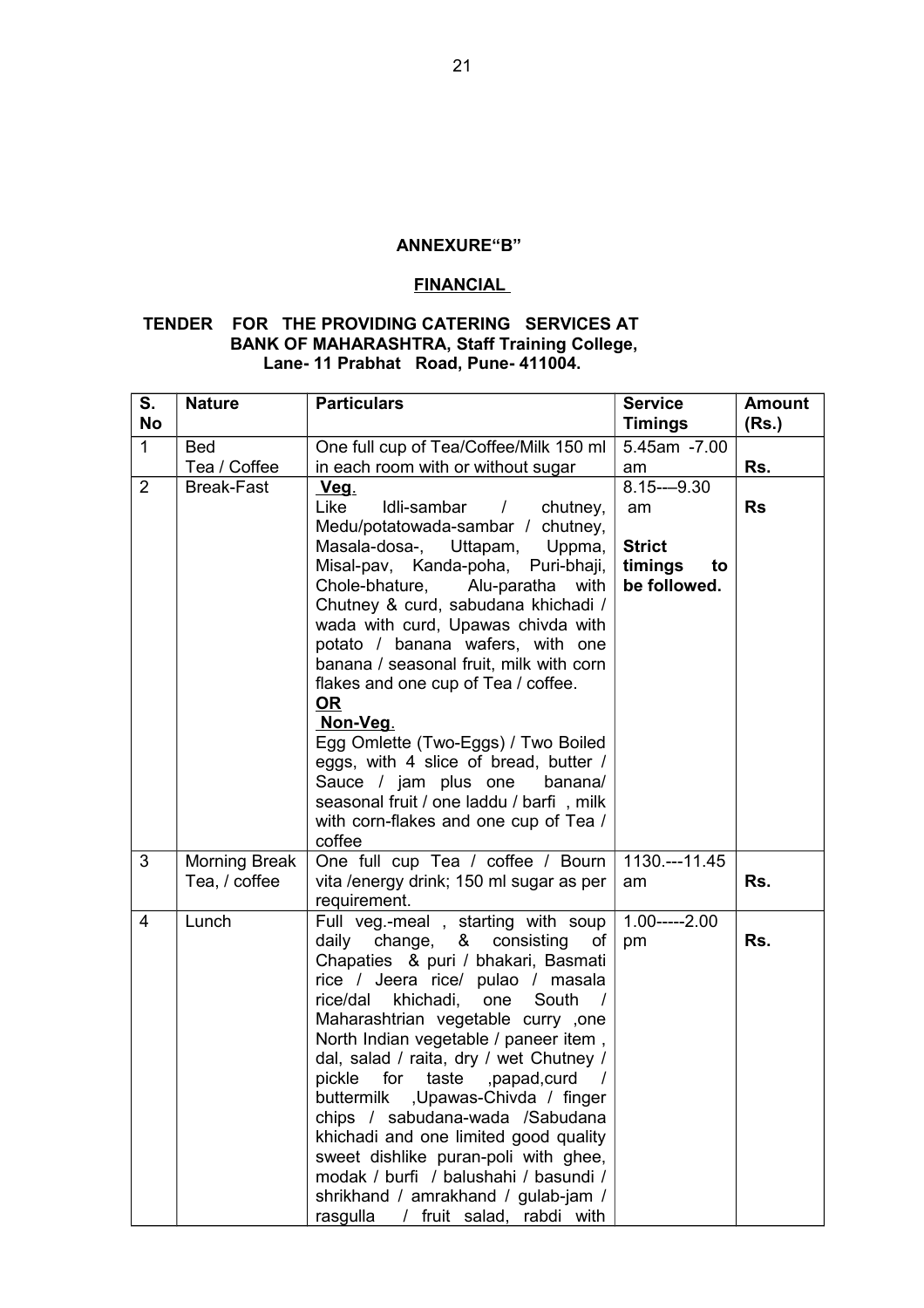## ANNEXURE“B”

### FINANCIAL

### TENDER FOR THE PROVIDING CATERING SERVICES AT BANK OF MAHARASHTRA, Staff Training College, Lane- 11 Prabhat Road, Pune- 411004.

| S. No | Nature | Particulars | Service Timings | Amount (Rs.) |
|---|---|---|---|---|
| 1 | Bed Tea / Coffee | One full cup of Tea/Coffee/Milk 150 ml in each room with or without sugar | 5.45am -7.00 am | Rs. |
| 2 | Break-Fast | **Veg.** Like Idli-sambar / chutney, Medu/potatowada-sambar / chutney, Masala-dosa-, Uttapam, Uppma, Misal-pav, Kanda-poha, Puri-bhaji, Chole-bhature, Alu-paratha with Chutney & curd, sabudana khichadi / wada with curd, Upawas chivda with potato / banana wafers, with one banana / seasonal fruit, milk with corn flakes and one cup of Tea / coffee. **OR** **Non-Veg.** Egg Omlette (Two-Eggs) / Two Boiled eggs, with 4 slice of bread, butter / Sauce / jam plus one banana/ seasonal fruit / one laddu / barfi , milk with corn-flakes and one cup of Tea / coffee | 8.15---9.30 am **Strict timings to be followed.** | Rs |
| 3 | Morning Break Tea, / coffee | One full cup Tea / coffee / Bourn vita /energy drink; 150 ml sugar as per requirement. | 1130.---11.45 am | Rs. |
| 4 | Lunch | Full veg.-meal , starting with soup daily change, & consisting of Chapaties & puri / bhakari, Basmati rice / Jeera rice/ pulao / masala rice/dal khichadi, one South / Maharashtrian vegetable curry ,one North Indian vegetable / paneer item , dal, salad / raita, dry / wet Chutney / pickle for taste ,papad,curd / buttermilk ,Upawas-Chivda / finger chips / sabudana-wada /Sabudana khichadi and one limited good quality sweet dishlike puran-poli with ghee, modak / burfi / balushahi / basundi / shrikhand / amrakhand / gulab-jam / rasgulla / fruit salad, rabdi with | 1.00-----2.00 pm | Rs. |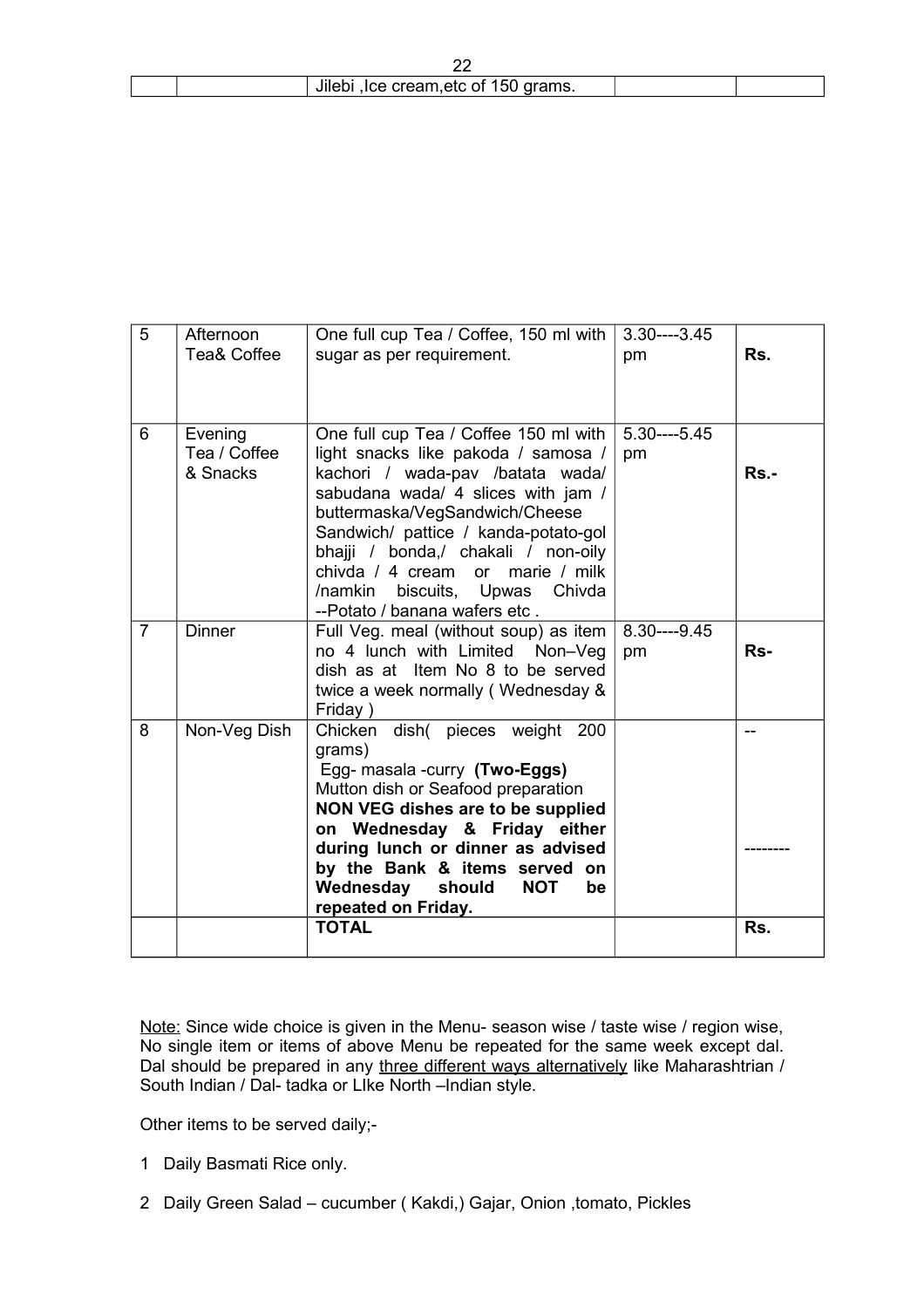| | | Jilebi ,Ice cream,etc of 150 grams. | | |
|---|---|---|---|---|

| 5 | Afternoon Tea& Coffee | One full cup Tea / Coffee, 150 ml with sugar as per requirement. | 3.30----3.45 pm | Rs. |
|---|---|---|---|---|
| 6 | Evening Tea / Coffee & Snacks | One full cup Tea / Coffee 150 ml with light snacks like pakoda / samosa / kachori / wada-pav /batata wada/ sabudana wada/ 4 slices with jam / buttermaska/VegSandwich/Cheese Sandwich/ pattice / kanda-potato-gol bhajji / bonda,/ chakali / non-oily chivda / 4 cream or marie / milk /namkin biscuits, Upwas Chivda --Potato / banana wafers etc . | 5.30----5.45 pm | Rs.- |
| 7 | Dinner | Full Veg. meal (without soup) as item no 4 lunch with Limited Non–Veg dish as at Item No 8 to be served twice a week normally ( Wednesday & Friday ) | 8.30----9.45 pm | Rs- |
| 8 | Non-Veg Dish | Chicken dish( pieces weight 200 grams)<br>Egg- masala -curry **(Two-Eggs)**<br>Mutton dish or Seafood preparation<br>**NON VEG dishes are to be supplied on Wednesday & Friday either during lunch or dinner as advised by the Bank & items served on Wednesday should NOT be repeated on Friday.** | | --<br>-------- |
| | | **TOTAL** | | Rs. |

Note: Since wide choice is given in the Menu- season wise / taste wise / region wise, No single item or items of above Menu be repeated for the same week except dal. Dal should be prepared in any three different ways alternatively like Maharashtrian / South Indian / Dal- tadka or LIke North –Indian style.

Other items to be served daily;-

1 Daily Basmati Rice only.

2 Daily Green Salad – cucumber ( Kakdi,) Gajar, Onion ,tomato, Pickles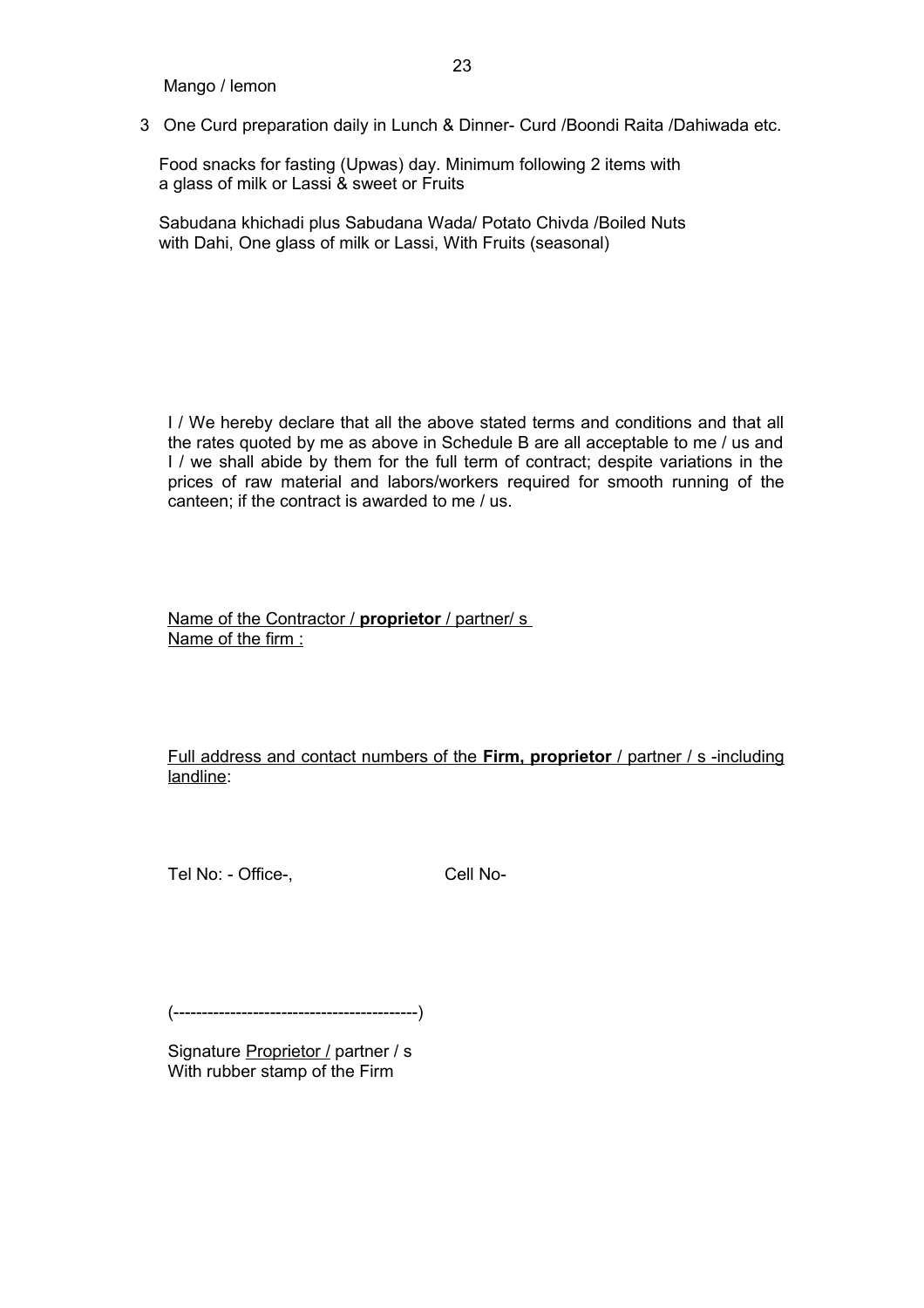Mango / lemon

3 One Curd preparation daily in Lunch & Dinner- Curd /Boondi Raita /Dahiwada etc.

Food snacks for fasting (Upwas) day. Minimum following 2 items with a glass of milk or Lassi & sweet or Fruits

Sabudana khichadi plus Sabudana Wada/ Potato Chivda /Boiled Nuts with Dahi, One glass of milk or Lassi, With Fruits (seasonal)

I / We hereby declare that all the above stated terms and conditions and that all the rates quoted by me as above in Schedule B are all acceptable to me / us and I / we shall abide by them for the full term of contract; despite variations in the prices of raw material and labors/workers required for smooth running of the canteen; if the contract is awarded to me / us.

Name of the Contractor / **proprietor** / partner/ s
Name of the firm :

Full address and contact numbers of the **Firm, proprietor** / partner / s -including landline:

Tel No: - Office-, Cell No-

(-------------------------------------------)

Signature Proprietor / partner / s
With rubber stamp of the Firm